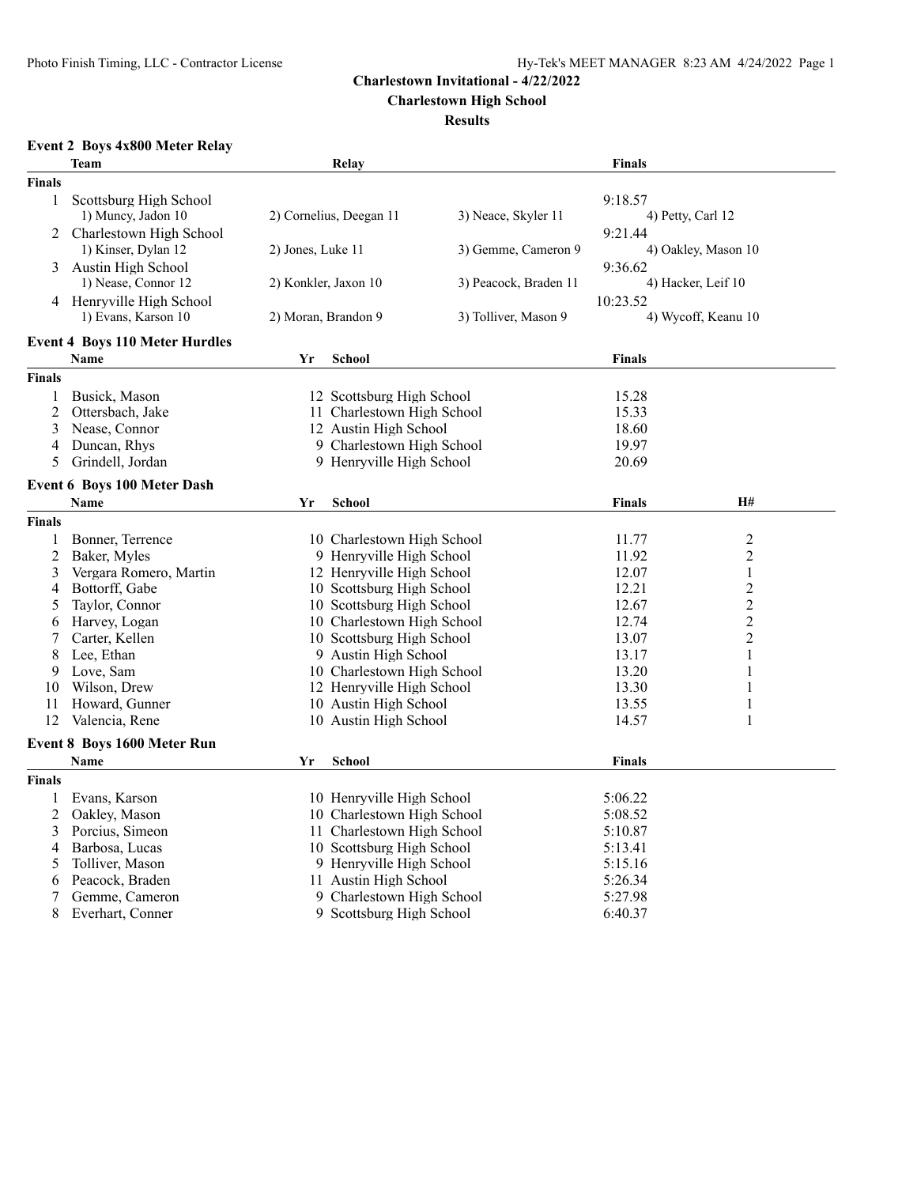# Charlestown Invitational - 4/22/2022

## Charlestown High School

### Results

#### Event 2 Boys 4x800 Meter Relay

| | Team | Relay | | Finals | |
|---|---|---|---|---|---|
| **Finals** | | | | | |
| 1 | Scottsburg High School | | | 9:18.57 | |
| | 1) Muncy, Jadon 10 | 2) Cornelius, Deegan 11 | 3) Neace, Skyler 11 | | 4) Petty, Carl 12 |
| 2 | Charlestown High School | | | 9:21.44 | |
| | 1) Kinser, Dylan 12 | 2) Jones, Luke 11 | 3) Gemme, Cameron 9 | | 4) Oakley, Mason 10 |
| 3 | Austin High School | | | 9:36.62 | |
| | 1) Nease, Connor 12 | 2) Konkler, Jaxon 10 | 3) Peacock, Braden 11 | | 4) Hacker, Leif 10 |
| 4 | Henryville High School | | | 10:23.52 | |
| | 1) Evans, Karson 10 | 2) Moran, Brandon 9 | 3) Tolliver, Mason 9 | | 4) Wycoff, Keanu 10 |

#### Event 4 Boys 110 Meter Hurdles

| | Name | Yr | School | Finals |
|---|---|---|---|---|
| **Finals** | | | | |
| 1 | Busick, Mason | 12 | Scottsburg High School | 15.28 |
| 2 | Ottersbach, Jake | 11 | Charlestown High School | 15.33 |
| 3 | Nease, Connor | 12 | Austin High School | 18.60 |
| 4 | Duncan, Rhys | 9 | Charlestown High School | 19.97 |
| 5 | Grindell, Jordan | 9 | Henryville High School | 20.69 |

#### Event 6 Boys 100 Meter Dash

| | Name | Yr | School | Finals | H# |
|---|---|---|---|---|---|
| **Finals** | | | | | |
| 1 | Bonner, Terrence | 10 | Charlestown High School | 11.77 | 2 |
| 2 | Baker, Myles | 9 | Henryville High School | 11.92 | 2 |
| 3 | Vergara Romero, Martin | 12 | Henryville High School | 12.07 | 1 |
| 4 | Bottorff, Gabe | 10 | Scottsburg High School | 12.21 | 2 |
| 5 | Taylor, Connor | 10 | Scottsburg High School | 12.67 | 2 |
| 6 | Harvey, Logan | 10 | Charlestown High School | 12.74 | 2 |
| 7 | Carter, Kellen | 10 | Scottsburg High School | 13.07 | 2 |
| 8 | Lee, Ethan | 9 | Austin High School | 13.17 | 1 |
| 9 | Love, Sam | 10 | Charlestown High School | 13.20 | 1 |
| 10 | Wilson, Drew | 12 | Henryville High School | 13.30 | 1 |
| 11 | Howard, Gunner | 10 | Austin High School | 13.55 | 1 |
| 12 | Valencia, Rene | 10 | Austin High School | 14.57 | 1 |

#### Event 8 Boys 1600 Meter Run

| | Name | Yr | School | Finals |
|---|---|---|---|---|
| **Finals** | | | | |
| 1 | Evans, Karson | 10 | Henryville High School | 5:06.22 |
| 2 | Oakley, Mason | 10 | Charlestown High School | 5:08.52 |
| 3 | Porcius, Simeon | 11 | Charlestown High School | 5:10.87 |
| 4 | Barbosa, Lucas | 10 | Scottsburg High School | 5:13.41 |
| 5 | Tolliver, Mason | 9 | Henryville High School | 5:15.16 |
| 6 | Peacock, Braden | 11 | Austin High School | 5:26.34 |
| 7 | Gemme, Cameron | 9 | Charlestown High School | 5:27.98 |
| 8 | Everhart, Conner | 9 | Scottsburg High School | 6:40.37 |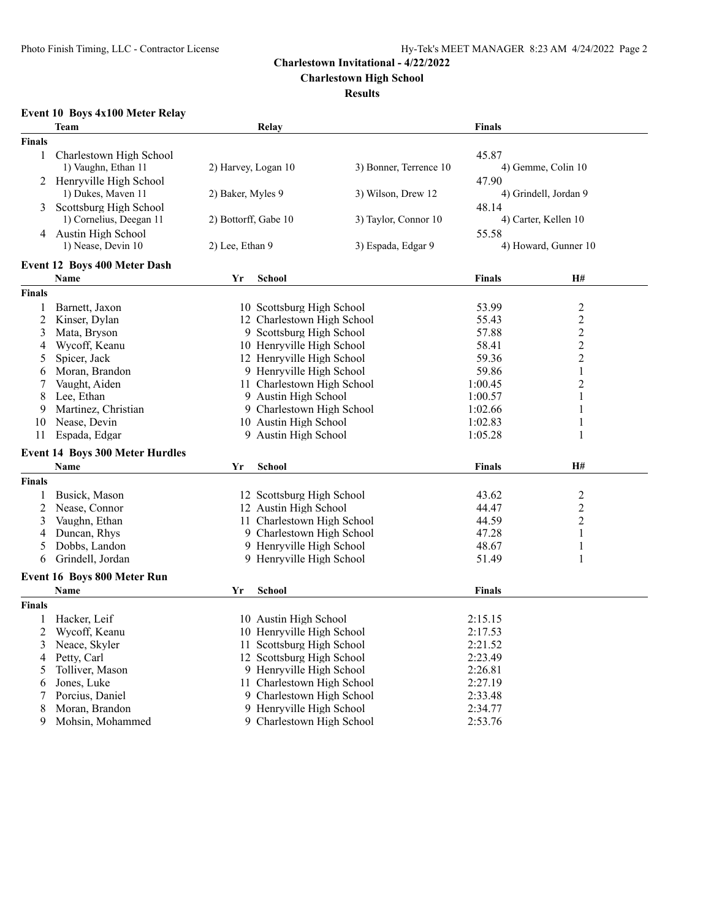**Charlestown Invitational - 4/22/2022**

**Charlestown High School**

**Results**

### Event 10 Boys 4x100 Meter Relay

| | Team | Relay | | Finals | |
|---|---|---|---|---|---|
| **Finals** | | | | | |
| 1 | Charlestown High School | | | 45.87 | |
| | 1) Vaughn, Ethan 11 | 2) Harvey, Logan 10 | 3) Bonner, Terrence 10 | 4) Gemme, Colin 10 | |
| 2 | Henryville High School | | | 47.90 | |
| | 1) Dukes, Maven 11 | 2) Baker, Myles 9 | 3) Wilson, Drew 12 | 4) Grindell, Jordan 9 | |
| 3 | Scottsburg High School | | | 48.14 | |
| | 1) Cornelius, Deegan 11 | 2) Bottorff, Gabe 10 | 3) Taylor, Connor 10 | 4) Carter, Kellen 10 | |
| 4 | Austin High School | | | 55.58 | |
| | 1) Nease, Devin 10 | 2) Lee, Ethan 9 | 3) Espada, Edgar 9 | 4) Howard, Gunner 10 | |

### Event 12 Boys 400 Meter Dash

| | Name | Yr | School | Finals | H# |
|---|---|---|---|---|---|
| **Finals** | | | | | |
| 1 | Barnett, Jaxon | 10 | Scottsburg High School | 53.99 | 2 |
| 2 | Kinser, Dylan | 12 | Charlestown High School | 55.43 | 2 |
| 3 | Mata, Bryson | 9 | Scottsburg High School | 57.88 | 2 |
| 4 | Wycoff, Keanu | 10 | Henryville High School | 58.41 | 2 |
| 5 | Spicer, Jack | 12 | Henryville High School | 59.36 | 2 |
| 6 | Moran, Brandon | 9 | Henryville High School | 59.86 | 1 |
| 7 | Vaught, Aiden | 11 | Charlestown High School | 1:00.45 | 2 |
| 8 | Lee, Ethan | 9 | Austin High School | 1:00.57 | 1 |
| 9 | Martinez, Christian | 9 | Charlestown High School | 1:02.66 | 1 |
| 10 | Nease, Devin | 10 | Austin High School | 1:02.83 | 1 |
| 11 | Espada, Edgar | 9 | Austin High School | 1:05.28 | 1 |

### Event 14 Boys 300 Meter Hurdles

| | Name | Yr | School | Finals | H# |
|---|---|---|---|---|---|
| **Finals** | | | | | |
| 1 | Busick, Mason | 12 | Scottsburg High School | 43.62 | 2 |
| 2 | Nease, Connor | 12 | Austin High School | 44.47 | 2 |
| 3 | Vaughn, Ethan | 11 | Charlestown High School | 44.59 | 2 |
| 4 | Duncan, Rhys | 9 | Charlestown High School | 47.28 | 1 |
| 5 | Dobbs, Landon | 9 | Henryville High School | 48.67 | 1 |
| 6 | Grindell, Jordan | 9 | Henryville High School | 51.49 | 1 |

### Event 16 Boys 800 Meter Run

| | Name | Yr | School | Finals |
|---|---|---|---|---|
| **Finals** | | | | |
| 1 | Hacker, Leif | 10 | Austin High School | 2:15.15 |
| 2 | Wycoff, Keanu | 10 | Henryville High School | 2:17.53 |
| 3 | Neace, Skyler | 11 | Scottsburg High School | 2:21.52 |
| 4 | Petty, Carl | 12 | Scottsburg High School | 2:23.49 |
| 5 | Tolliver, Mason | 9 | Henryville High School | 2:26.81 |
| 6 | Jones, Luke | 11 | Charlestown High School | 2:27.19 |
| 7 | Porcius, Daniel | 9 | Charlestown High School | 2:33.48 |
| 8 | Moran, Brandon | 9 | Henryville High School | 2:34.77 |
| 9 | Mohsin, Mohammed | 9 | Charlestown High School | 2:53.76 |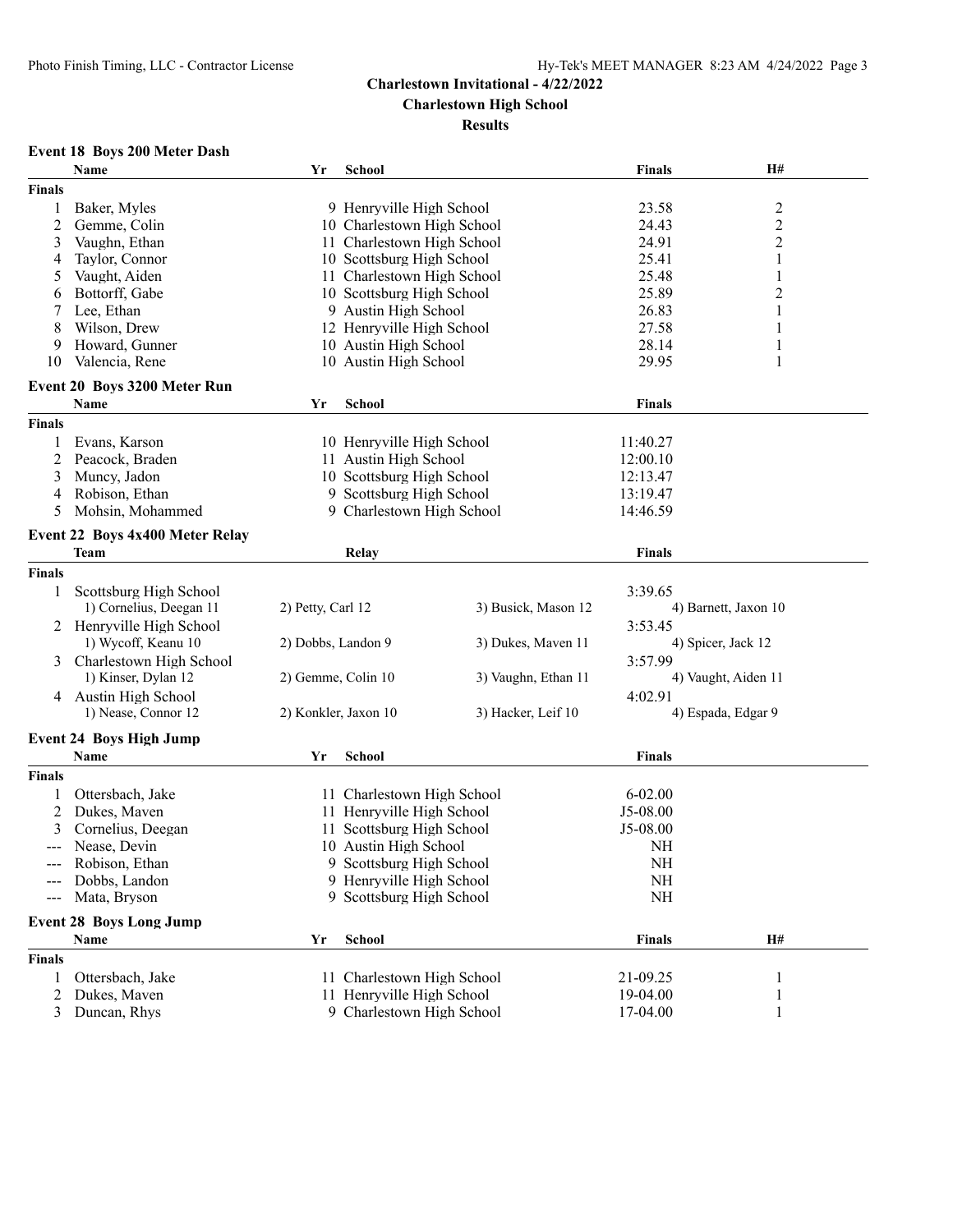# Charlestown Invitational - 4/22/2022

## Charlestown High School

### Results

**Event 18 Boys 200 Meter Dash**

| | Name | Yr | School | Finals | H# |
|---|---|---|---|---|---|
| **Finals** | | | | | |
| 1 | Baker, Myles | 9 | Henryville High School | 23.58 | 2 |
| 2 | Gemme, Colin | 10 | Charlestown High School | 24.43 | 2 |
| 3 | Vaughn, Ethan | 11 | Charlestown High School | 24.91 | 2 |
| 4 | Taylor, Connor | 10 | Scottsburg High School | 25.41 | 1 |
| 5 | Vaught, Aiden | 11 | Charlestown High School | 25.48 | 1 |
| 6 | Bottorff, Gabe | 10 | Scottsburg High School | 25.89 | 2 |
| 7 | Lee, Ethan | 9 | Austin High School | 26.83 | 1 |
| 8 | Wilson, Drew | 12 | Henryville High School | 27.58 | 1 |
| 9 | Howard, Gunner | 10 | Austin High School | 28.14 | 1 |
| 10 | Valencia, Rene | 10 | Austin High School | 29.95 | 1 |

**Event 20 Boys 3200 Meter Run**

| | Name | Yr | School | Finals |
|---|---|---|---|---|
| **Finals** | | | | |
| 1 | Evans, Karson | 10 | Henryville High School | 11:40.27 |
| 2 | Peacock, Braden | 11 | Austin High School | 12:00.10 |
| 3 | Muncy, Jadon | 10 | Scottsburg High School | 12:13.47 |
| 4 | Robison, Ethan | 9 | Scottsburg High School | 13:19.47 |
| 5 | Mohsin, Mohammed | 9 | Charlestown High School | 14:46.59 |

**Event 22 Boys 4x400 Meter Relay**

| | Team | Relay | | Finals | |
|---|---|---|---|---|---|
| **Finals** | | | | | |
| 1 | Scottsburg High School | | | 3:39.65 | |
| | 1) Cornelius, Deegan 11 | 2) Petty, Carl 12 | 3) Busick, Mason 12 | | 4) Barnett, Jaxon 10 |
| 2 | Henryville High School | | | 3:53.45 | |
| | 1) Wycoff, Keanu 10 | 2) Dobbs, Landon 9 | 3) Dukes, Maven 11 | | 4) Spicer, Jack 12 |
| 3 | Charlestown High School | | | 3:57.99 | |
| | 1) Kinser, Dylan 12 | 2) Gemme, Colin 10 | 3) Vaughn, Ethan 11 | | 4) Vaught, Aiden 11 |
| 4 | Austin High School | | | 4:02.91 | |
| | 1) Nease, Connor 12 | 2) Konkler, Jaxon 10 | 3) Hacker, Leif 10 | | 4) Espada, Edgar 9 |

**Event 24 Boys High Jump**

| | Name | Yr | School | Finals |
|---|---|---|---|---|
| **Finals** | | | | |
| 1 | Ottersbach, Jake | 11 | Charlestown High School | 6-02.00 |
| 2 | Dukes, Maven | 11 | Henryville High School | J5-08.00 |
| 3 | Cornelius, Deegan | 11 | Scottsburg High School | J5-08.00 |
| --- | Nease, Devin | 10 | Austin High School | NH |
| --- | Robison, Ethan | 9 | Scottsburg High School | NH |
| --- | Dobbs, Landon | 9 | Henryville High School | NH |
| --- | Mata, Bryson | 9 | Scottsburg High School | NH |

**Event 28 Boys Long Jump**

| | Name | Yr | School | Finals | H# |
|---|---|---|---|---|---|
| **Finals** | | | | | |
| 1 | Ottersbach, Jake | 11 | Charlestown High School | 21-09.25 | 1 |
| 2 | Dukes, Maven | 11 | Henryville High School | 19-04.00 | 1 |
| 3 | Duncan, Rhys | 9 | Charlestown High School | 17-04.00 | 1 |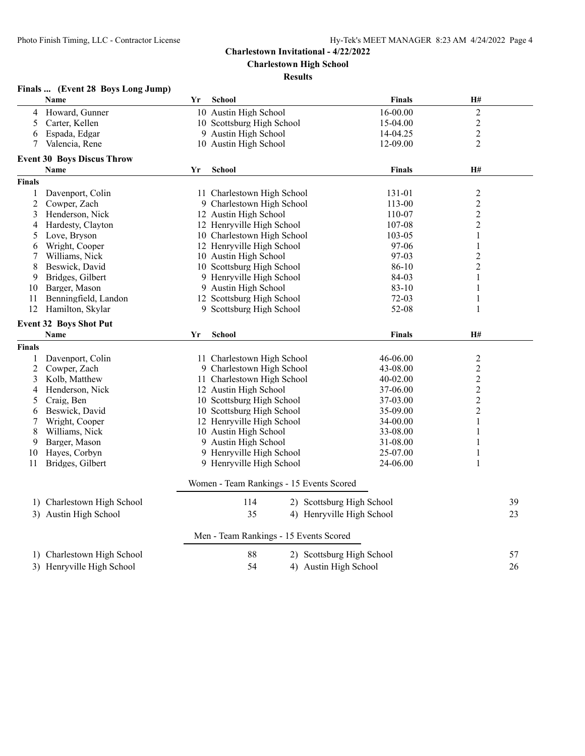Charlestown Invitational - 4/22/2022

Charlestown High School

Results

### Finals ... (Event 28 Boys Long Jump)

| | Name | Yr | School | Finals | H# |
|---|---|---|---|---|---|
| 4 | Howard, Gunner | 10 | Austin High School | 16-00.00 | 2 |
| 5 | Carter, Kellen | 10 | Scottsburg High School | 15-04.00 | 2 |
| 6 | Espada, Edgar | 9 | Austin High School | 14-04.25 | 2 |
| 7 | Valencia, Rene | 10 | Austin High School | 12-09.00 | 2 |

### Event 30 Boys Discus Throw

| | Name | Yr | School | Finals | H# |
|---|---|---|---|---|---|
| **Finals** | | | | | |
| 1 | Davenport, Colin | 11 | Charlestown High School | 131-01 | 2 |
| 2 | Cowper, Zach | 9 | Charlestown High School | 113-00 | 2 |
| 3 | Henderson, Nick | 12 | Austin High School | 110-07 | 2 |
| 4 | Hardesty, Clayton | 12 | Henryville High School | 107-08 | 2 |
| 5 | Love, Bryson | 10 | Charlestown High School | 103-05 | 1 |
| 6 | Wright, Cooper | 12 | Henryville High School | 97-06 | 1 |
| 7 | Williams, Nick | 10 | Austin High School | 97-03 | 2 |
| 8 | Beswick, David | 10 | Scottsburg High School | 86-10 | 2 |
| 9 | Bridges, Gilbert | 9 | Henryville High School | 84-03 | 1 |
| 10 | Barger, Mason | 9 | Austin High School | 83-10 | 1 |
| 11 | Benningfield, Landon | 12 | Scottsburg High School | 72-03 | 1 |
| 12 | Hamilton, Skylar | 9 | Scottsburg High School | 52-08 | 1 |

### Event 32 Boys Shot Put

| | Name | Yr | School | Finals | H# |
|---|---|---|---|---|---|
| **Finals** | | | | | |
| 1 | Davenport, Colin | 11 | Charlestown High School | 46-06.00 | 2 |
| 2 | Cowper, Zach | 9 | Charlestown High School | 43-08.00 | 2 |
| 3 | Kolb, Matthew | 11 | Charlestown High School | 40-02.00 | 2 |
| 4 | Henderson, Nick | 12 | Austin High School | 37-06.00 | 2 |
| 5 | Craig, Ben | 10 | Scottsburg High School | 37-03.00 | 2 |
| 6 | Beswick, David | 10 | Scottsburg High School | 35-09.00 | 2 |
| 7 | Wright, Cooper | 12 | Henryville High School | 34-00.00 | 1 |
| 8 | Williams, Nick | 10 | Austin High School | 33-08.00 | 1 |
| 9 | Barger, Mason | 9 | Austin High School | 31-08.00 | 1 |
| 10 | Hayes, Corbyn | 9 | Henryville High School | 25-07.00 | 1 |
| 11 | Bridges, Gilbert | 9 | Henryville High School | 24-06.00 | 1 |

### Women - Team Rankings - 15 Events Scored

| | | | |
|---|---|---|---|
| 1) Charlestown High School | 114 | 2) Scottsburg High School | 39 |
| 3) Austin High School | 35 | 4) Henryville High School | 23 |

### Men - Team Rankings - 15 Events Scored

| | | | |
|---|---|---|---|
| 1) Charlestown High School | 88 | 2) Scottsburg High School | 57 |
| 3) Henryville High School | 54 | 4) Austin High School | 26 |